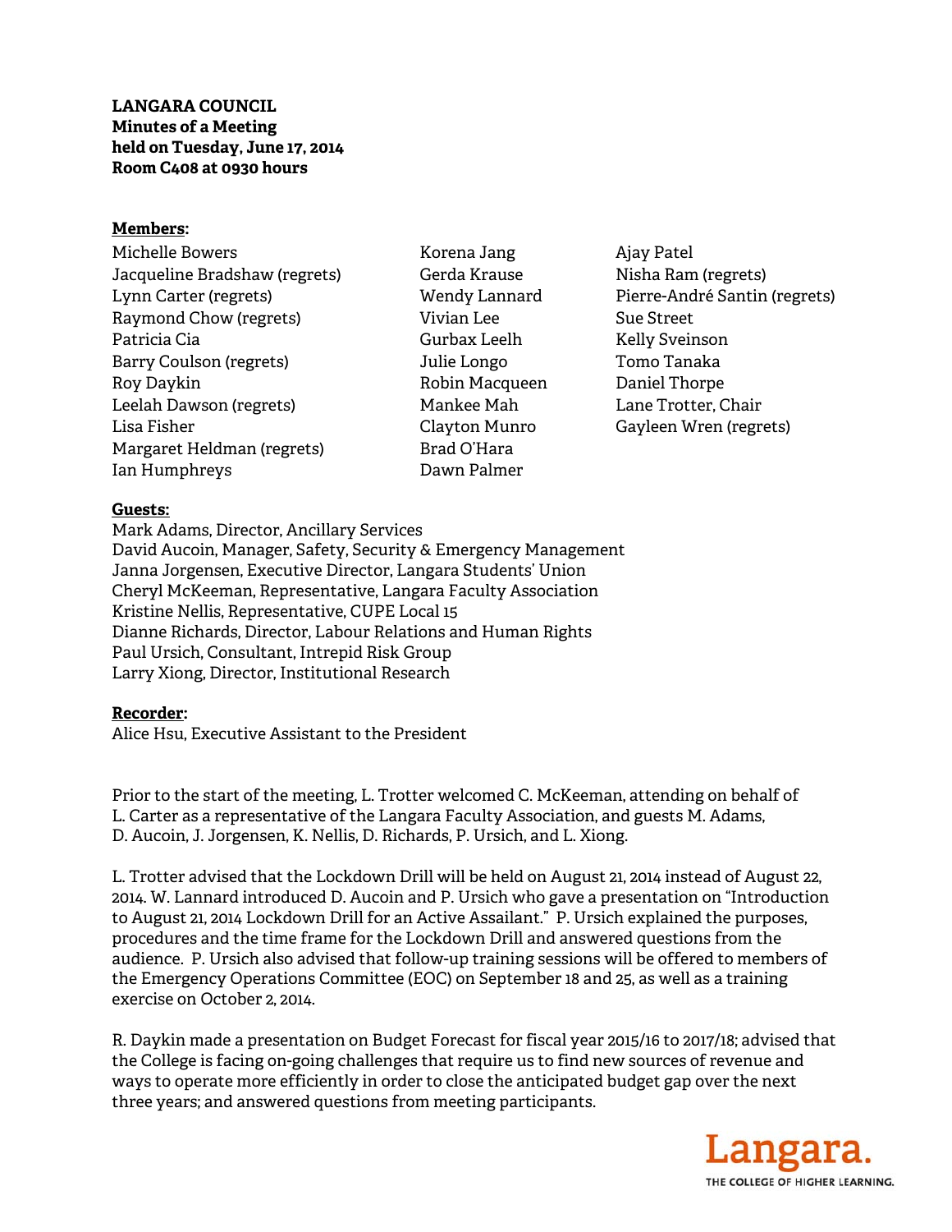**LANGARA COUNCIL**
**Minutes of a Meeting**
**held on Tuesday, June 17, 2014**
**Room C408 at 0930 hours**

**Members:**

Michelle Bowers
Jacqueline Bradshaw (regrets)
Lynn Carter (regrets)
Raymond Chow (regrets)
Patricia Cia
Barry Coulson (regrets)
Roy Daykin
Leelah Dawson (regrets)
Lisa Fisher
Margaret Heldman (regrets)
Ian Humphreys
Korena Jang
Gerda Krause
Wendy Lannard
Vivian Lee
Gurbax Leelh
Julie Longo
Robin Macqueen
Mankee Mah
Clayton Munro
Brad O'Hara
Dawn Palmer
Ajay Patel
Nisha Ram (regrets)
Pierre-André Santin (regrets)
Sue Street
Kelly Sveinson
Tomo Tanaka
Daniel Thorpe
Lane Trotter, Chair
Gayleen Wren (regrets)

**Guests:**

Mark Adams, Director, Ancillary Services
David Aucoin, Manager, Safety, Security & Emergency Management
Janna Jorgensen, Executive Director, Langara Students' Union
Cheryl McKeeman, Representative, Langara Faculty Association
Kristine Nellis, Representative, CUPE Local 15
Dianne Richards, Director, Labour Relations and Human Rights
Paul Ursich, Consultant, Intrepid Risk Group
Larry Xiong, Director, Institutional Research

**Recorder:**

Alice Hsu, Executive Assistant to the President

Prior to the start of the meeting, L. Trotter welcomed C. McKeeman, attending on behalf of L. Carter as a representative of the Langara Faculty Association, and guests M. Adams, D. Aucoin, J. Jorgensen, K. Nellis, D. Richards, P. Ursich, and L. Xiong.

L. Trotter advised that the Lockdown Drill will be held on August 21, 2014 instead of August 22, 2014. W. Lannard introduced D. Aucoin and P. Ursich who gave a presentation on "Introduction to August 21, 2014 Lockdown Drill for an Active Assailant." P. Ursich explained the purposes, procedures and the time frame for the Lockdown Drill and answered questions from the audience. P. Ursich also advised that follow-up training sessions will be offered to members of the Emergency Operations Committee (EOC) on September 18 and 25, as well as a training exercise on October 2, 2014.

R. Daykin made a presentation on Budget Forecast for fiscal year 2015/16 to 2017/18; advised that the College is facing on-going challenges that require us to find new sources of revenue and ways to operate more efficiently in order to close the anticipated budget gap over the next three years; and answered questions from meeting participants.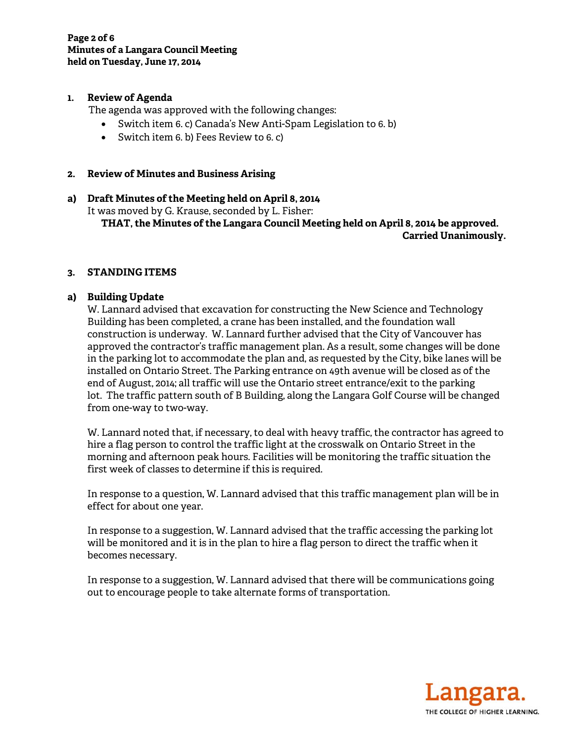## 1. Review of Agenda

The agenda was approved with the following changes:

- Switch item 6. c) Canada's New Anti-Spam Legislation to 6. b)
- Switch item 6. b) Fees Review to 6. c)

## 2. Review of Minutes and Business Arising

### a) Draft Minutes of the Meeting held on April 8, 2014

It was moved by G. Krause, seconded by L. Fisher:

**THAT, the Minutes of the Langara Council Meeting held on April 8, 2014 be approved.**

**Carried Unanimously.**

## 3. STANDING ITEMS

### a) Building Update

W. Lannard advised that excavation for constructing the New Science and Technology Building has been completed, a crane has been installed, and the foundation wall construction is underway. W. Lannard further advised that the City of Vancouver has approved the contractor's traffic management plan. As a result, some changes will be done in the parking lot to accommodate the plan and, as requested by the City, bike lanes will be installed on Ontario Street. The Parking entrance on 49th avenue will be closed as of the end of August, 2014; all traffic will use the Ontario street entrance/exit to the parking lot. The traffic pattern south of B Building, along the Langara Golf Course will be changed from one-way to two-way.

W. Lannard noted that, if necessary, to deal with heavy traffic, the contractor has agreed to hire a flag person to control the traffic light at the crosswalk on Ontario Street in the morning and afternoon peak hours. Facilities will be monitoring the traffic situation the first week of classes to determine if this is required.

In response to a question, W. Lannard advised that this traffic management plan will be in effect for about one year.

In response to a suggestion, W. Lannard advised that the traffic accessing the parking lot will be monitored and it is in the plan to hire a flag person to direct the traffic when it becomes necessary.

In response to a suggestion, W. Lannard advised that there will be communications going out to encourage people to take alternate forms of transportation.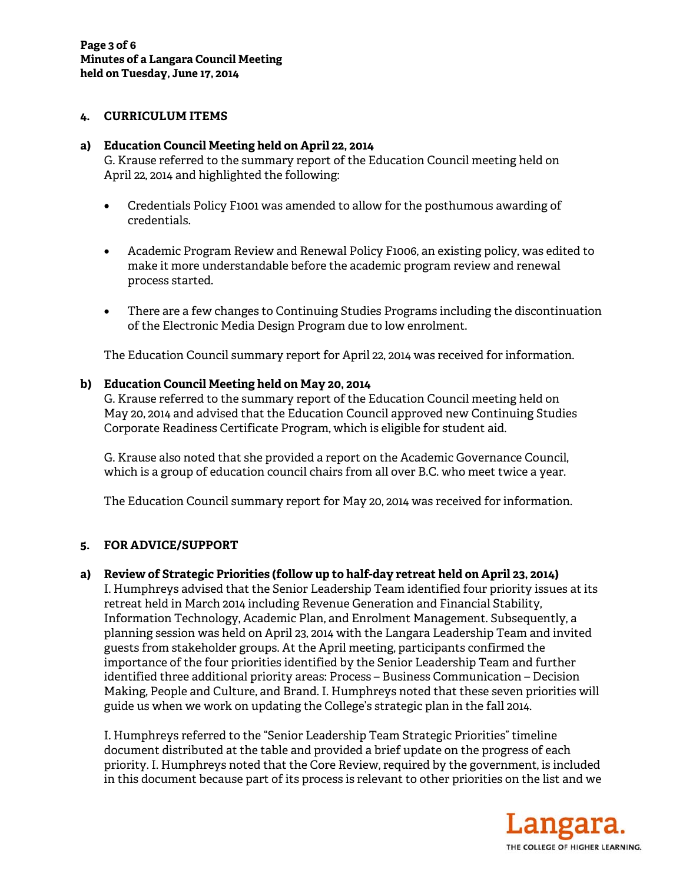## 4. CURRICULUM ITEMS

### a) Education Council Meeting held on April 22, 2014

G. Krause referred to the summary report of the Education Council meeting held on April 22, 2014 and highlighted the following:

- Credentials Policy F1001 was amended to allow for the posthumous awarding of credentials.
- Academic Program Review and Renewal Policy F1006, an existing policy, was edited to make it more understandable before the academic program review and renewal process started.
- There are a few changes to Continuing Studies Programs including the discontinuation of the Electronic Media Design Program due to low enrolment.

The Education Council summary report for April 22, 2014 was received for information.

### b) Education Council Meeting held on May 20, 2014

G. Krause referred to the summary report of the Education Council meeting held on May 20, 2014 and advised that the Education Council approved new Continuing Studies Corporate Readiness Certificate Program, which is eligible for student aid.

G. Krause also noted that she provided a report on the Academic Governance Council, which is a group of education council chairs from all over B.C. who meet twice a year.

The Education Council summary report for May 20, 2014 was received for information.

## 5. FOR ADVICE/SUPPORT

### a) Review of Strategic Priorities (follow up to half-day retreat held on April 23, 2014)

I. Humphreys advised that the Senior Leadership Team identified four priority issues at its retreat held in March 2014 including Revenue Generation and Financial Stability, Information Technology, Academic Plan, and Enrolment Management. Subsequently, a planning session was held on April 23, 2014 with the Langara Leadership Team and invited guests from stakeholder groups. At the April meeting, participants confirmed the importance of the four priorities identified by the Senior Leadership Team and further identified three additional priority areas: Process – Business Communication – Decision Making, People and Culture, and Brand. I. Humphreys noted that these seven priorities will guide us when we work on updating the College's strategic plan in the fall 2014.

I. Humphreys referred to the "Senior Leadership Team Strategic Priorities" timeline document distributed at the table and provided a brief update on the progress of each priority. I. Humphreys noted that the Core Review, required by the government, is included in this document because part of its process is relevant to other priorities on the list and we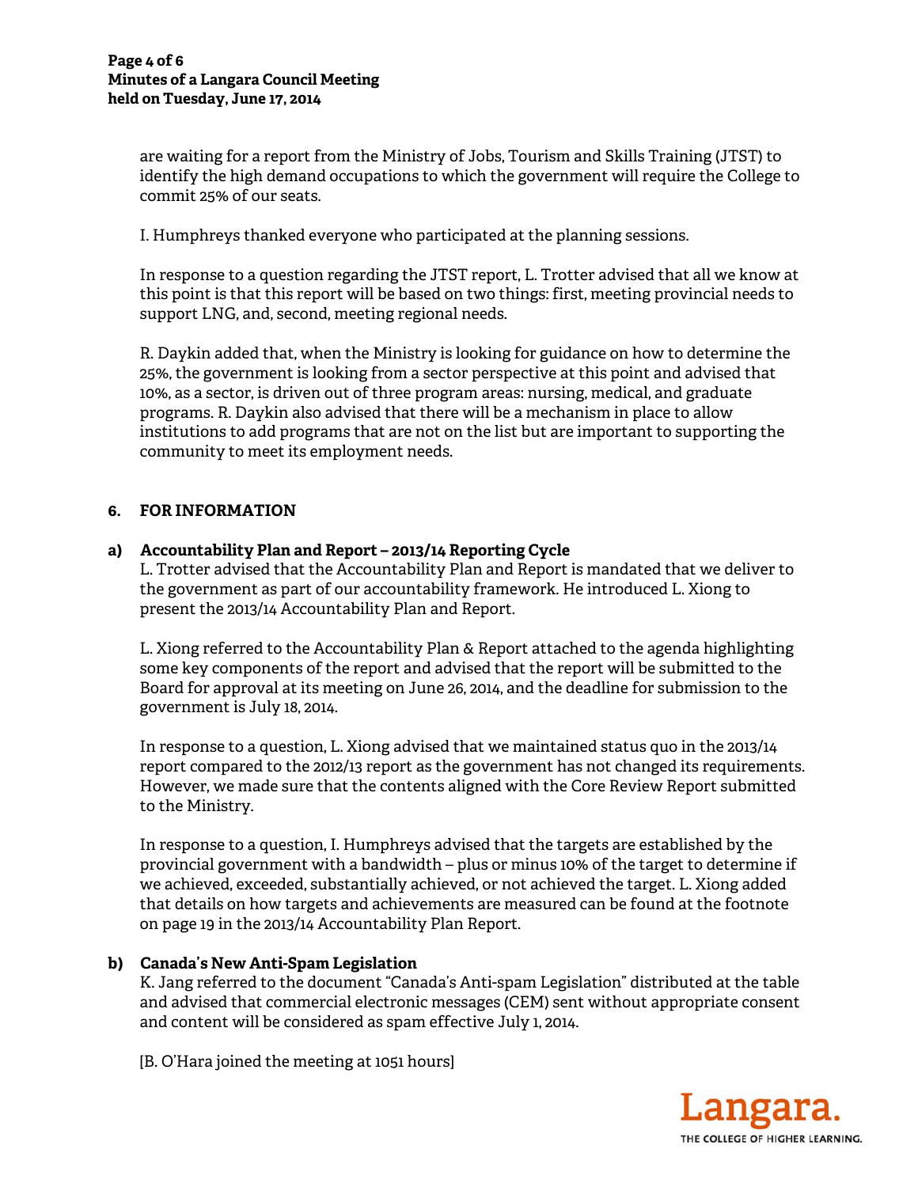are waiting for a report from the Ministry of Jobs, Tourism and Skills Training (JTST) to identify the high demand occupations to which the government will require the College to commit 25% of our seats.

I. Humphreys thanked everyone who participated at the planning sessions.

In response to a question regarding the JTST report, L. Trotter advised that all we know at this point is that this report will be based on two things: first, meeting provincial needs to support LNG, and, second, meeting regional needs.

R. Daykin added that, when the Ministry is looking for guidance on how to determine the 25%, the government is looking from a sector perspective at this point and advised that 10%, as a sector, is driven out of three program areas: nursing, medical, and graduate programs. R. Daykin also advised that there will be a mechanism in place to allow institutions to add programs that are not on the list but are important to supporting the community to meet its employment needs.

## 6. FOR INFORMATION

### a) Accountability Plan and Report – 2013/14 Reporting Cycle

L. Trotter advised that the Accountability Plan and Report is mandated that we deliver to the government as part of our accountability framework. He introduced L. Xiong to present the 2013/14 Accountability Plan and Report.

L. Xiong referred to the Accountability Plan & Report attached to the agenda highlighting some key components of the report and advised that the report will be submitted to the Board for approval at its meeting on June 26, 2014, and the deadline for submission to the government is July 18, 2014.

In response to a question, L. Xiong advised that we maintained status quo in the 2013/14 report compared to the 2012/13 report as the government has not changed its requirements. However, we made sure that the contents aligned with the Core Review Report submitted to the Ministry.

In response to a question, I. Humphreys advised that the targets are established by the provincial government with a bandwidth – plus or minus 10% of the target to determine if we achieved, exceeded, substantially achieved, or not achieved the target. L. Xiong added that details on how targets and achievements are measured can be found at the footnote on page 19 in the 2013/14 Accountability Plan Report.

### b) Canada's New Anti-Spam Legislation

K. Jang referred to the document "Canada's Anti-spam Legislation" distributed at the table and advised that commercial electronic messages (CEM) sent without appropriate consent and content will be considered as spam effective July 1, 2014.

[B. O'Hara joined the meeting at 1051 hours]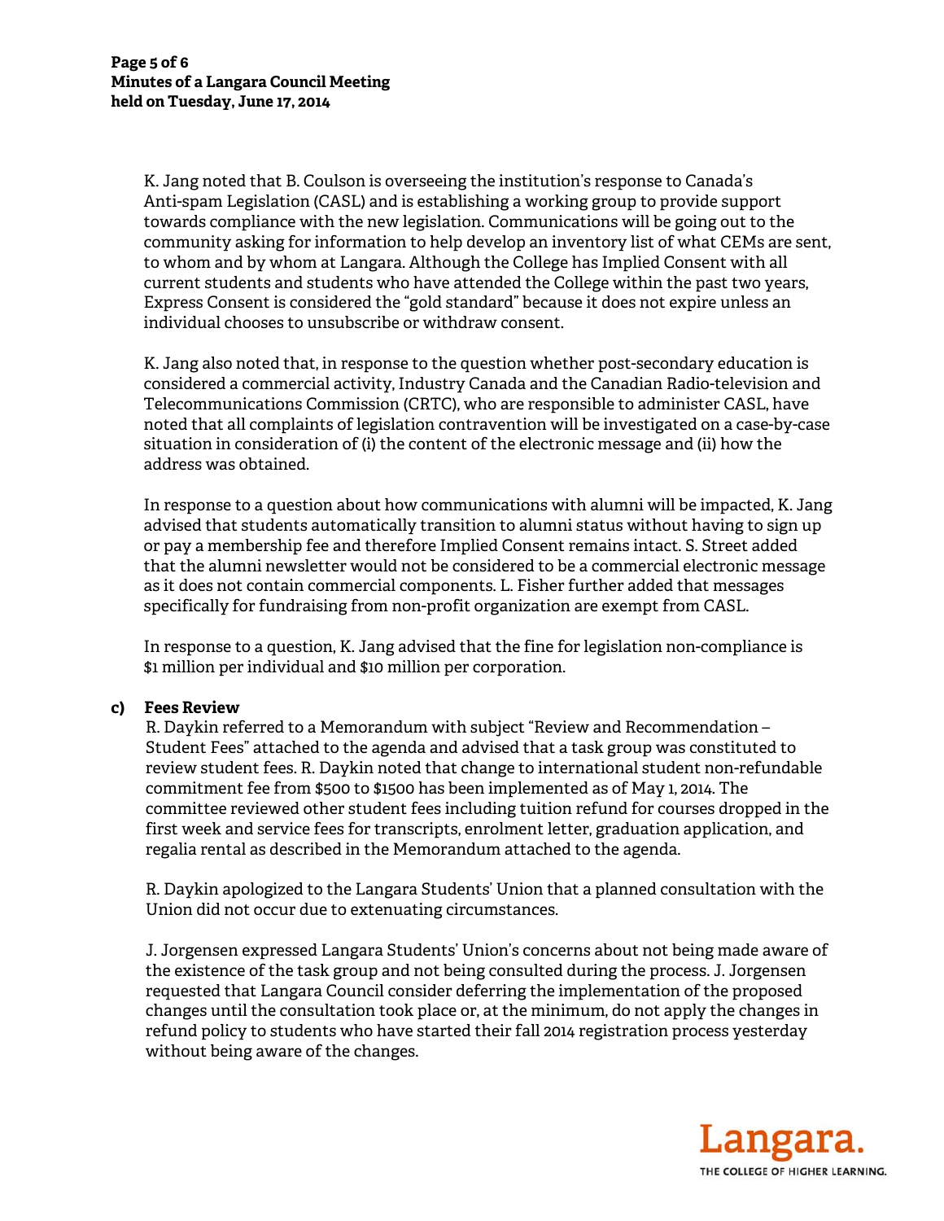K. Jang noted that B. Coulson is overseeing the institution's response to Canada's Anti-spam Legislation (CASL) and is establishing a working group to provide support towards compliance with the new legislation. Communications will be going out to the community asking for information to help develop an inventory list of what CEMs are sent, to whom and by whom at Langara. Although the College has Implied Consent with all current students and students who have attended the College within the past two years, Express Consent is considered the "gold standard" because it does not expire unless an individual chooses to unsubscribe or withdraw consent.

K. Jang also noted that, in response to the question whether post-secondary education is considered a commercial activity, Industry Canada and the Canadian Radio-television and Telecommunications Commission (CRTC), who are responsible to administer CASL, have noted that all complaints of legislation contravention will be investigated on a case-by-case situation in consideration of (i) the content of the electronic message and (ii) how the address was obtained.

In response to a question about how communications with alumni will be impacted, K. Jang advised that students automatically transition to alumni status without having to sign up or pay a membership fee and therefore Implied Consent remains intact. S. Street added that the alumni newsletter would not be considered to be a commercial electronic message as it does not contain commercial components. L. Fisher further added that messages specifically for fundraising from non-profit organization are exempt from CASL.

In response to a question, K. Jang advised that the fine for legislation non-compliance is $1 million per individual and $10 million per corporation.

**c) Fees Review**

R. Daykin referred to a Memorandum with subject "Review and Recommendation – Student Fees" attached to the agenda and advised that a task group was constituted to review student fees. R. Daykin noted that change to international student non-refundable commitment fee from $500 to $1500 has been implemented as of May 1, 2014. The committee reviewed other student fees including tuition refund for courses dropped in the first week and service fees for transcripts, enrolment letter, graduation application, and regalia rental as described in the Memorandum attached to the agenda.

R. Daykin apologized to the Langara Students' Union that a planned consultation with the Union did not occur due to extenuating circumstances.

J. Jorgensen expressed Langara Students' Union's concerns about not being made aware of the existence of the task group and not being consulted during the process. J. Jorgensen requested that Langara Council consider deferring the implementation of the proposed changes until the consultation took place or, at the minimum, do not apply the changes in refund policy to students who have started their fall 2014 registration process yesterday without being aware of the changes.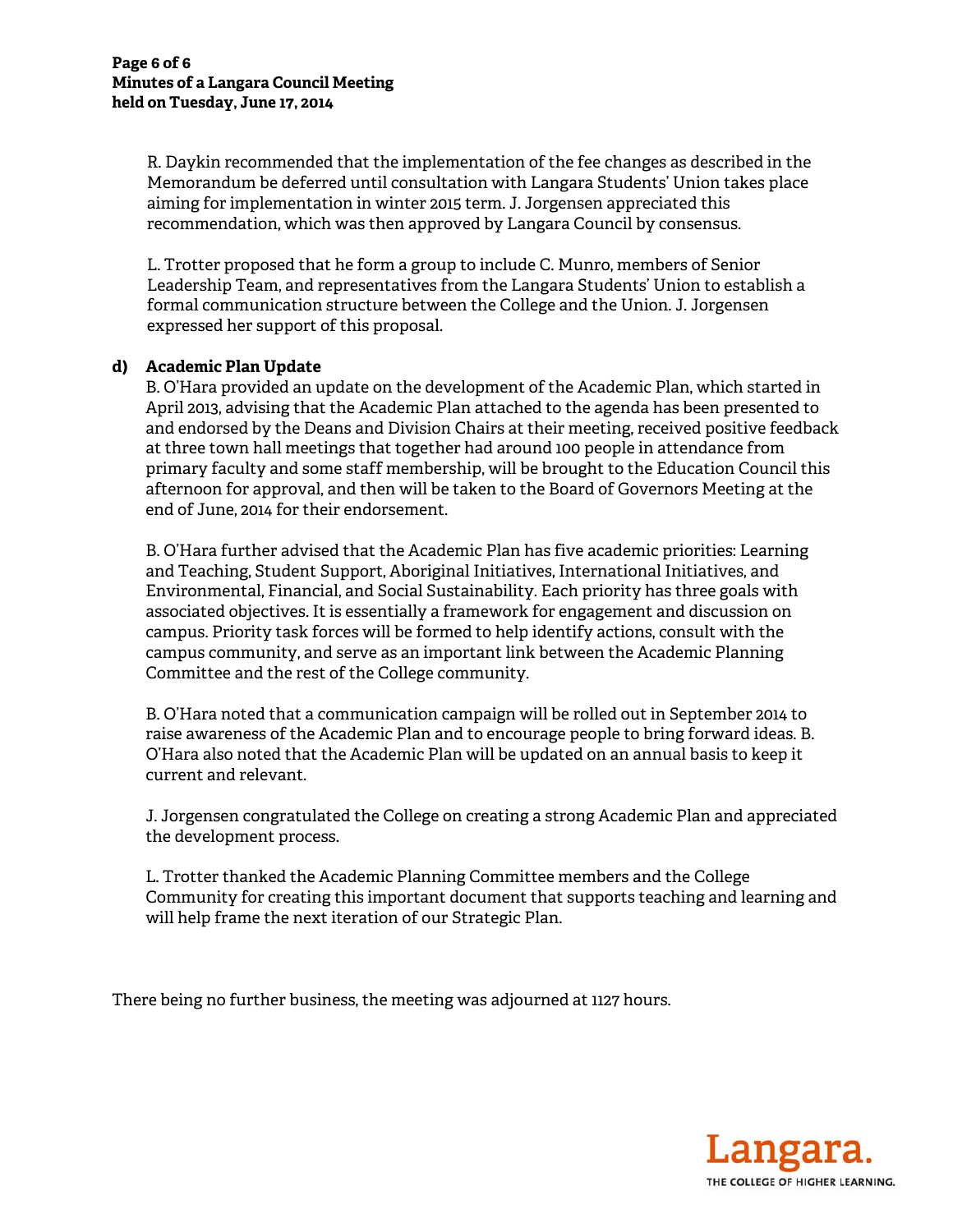R. Daykin recommended that the implementation of the fee changes as described in the Memorandum be deferred until consultation with Langara Students' Union takes place aiming for implementation in winter 2015 term. J. Jorgensen appreciated this recommendation, which was then approved by Langara Council by consensus.

L. Trotter proposed that he form a group to include C. Munro, members of Senior Leadership Team, and representatives from the Langara Students' Union to establish a formal communication structure between the College and the Union. J. Jorgensen expressed her support of this proposal.

**d) Academic Plan Update**

B. O'Hara provided an update on the development of the Academic Plan, which started in April 2013, advising that the Academic Plan attached to the agenda has been presented to and endorsed by the Deans and Division Chairs at their meeting, received positive feedback at three town hall meetings that together had around 100 people in attendance from primary faculty and some staff membership, will be brought to the Education Council this afternoon for approval, and then will be taken to the Board of Governors Meeting at the end of June, 2014 for their endorsement.

B. O'Hara further advised that the Academic Plan has five academic priorities: Learning and Teaching, Student Support, Aboriginal Initiatives, International Initiatives, and Environmental, Financial, and Social Sustainability. Each priority has three goals with associated objectives. It is essentially a framework for engagement and discussion on campus. Priority task forces will be formed to help identify actions, consult with the campus community, and serve as an important link between the Academic Planning Committee and the rest of the College community.

B. O'Hara noted that a communication campaign will be rolled out in September 2014 to raise awareness of the Academic Plan and to encourage people to bring forward ideas. B. O'Hara also noted that the Academic Plan will be updated on an annual basis to keep it current and relevant.

J. Jorgensen congratulated the College on creating a strong Academic Plan and appreciated the development process.

L. Trotter thanked the Academic Planning Committee members and the College Community for creating this important document that supports teaching and learning and will help frame the next iteration of our Strategic Plan.

There being no further business, the meeting was adjourned at 1127 hours.